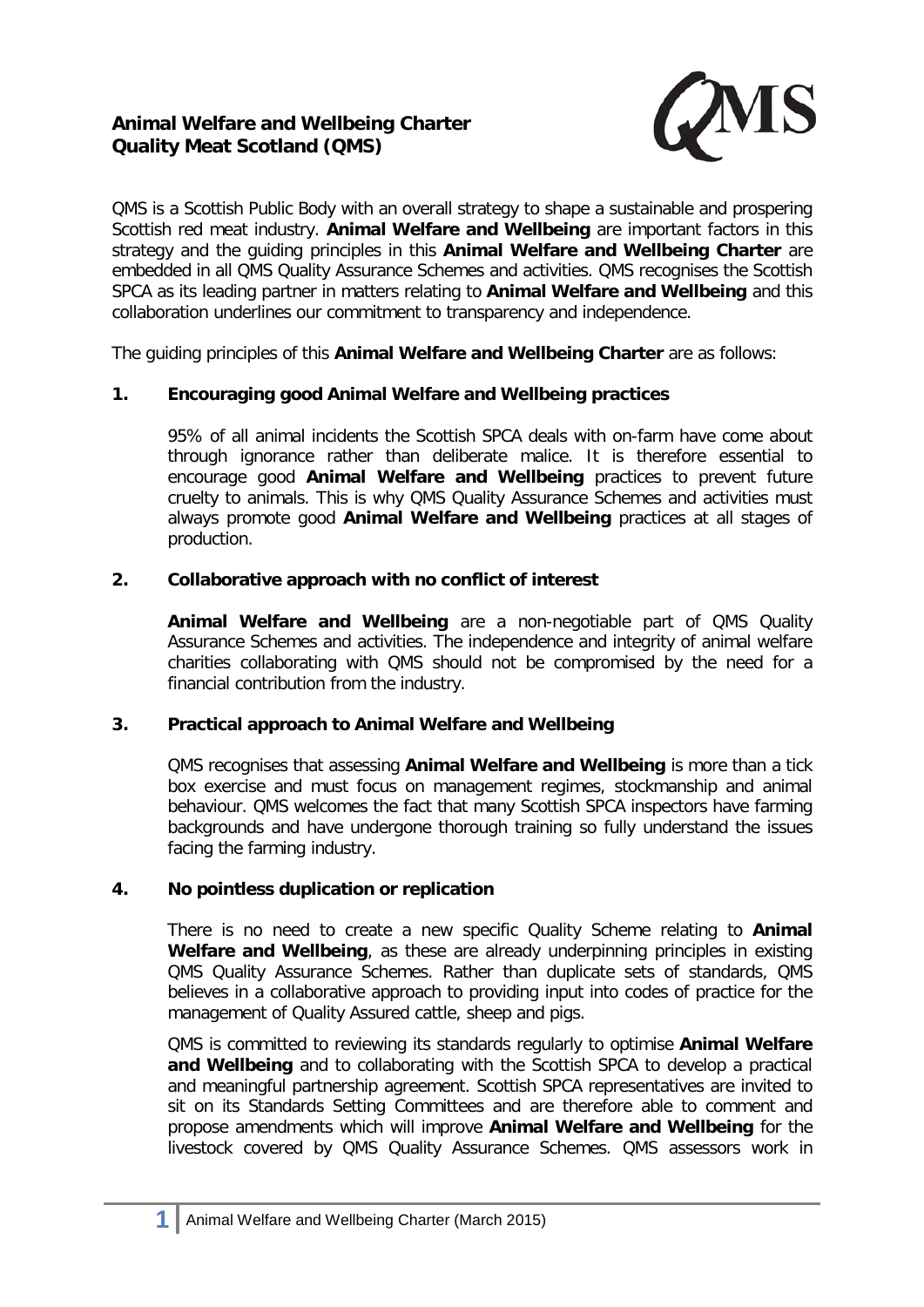# Animal Welfare and Wellbeing Charter
# Quality Meat Scotland (QMS)

QMS is a Scottish Public Body with an overall strategy to shape a sustainable and prospering Scottish red meat industry. **Animal Welfare and Wellbeing** are important factors in this strategy and the guiding principles in this **Animal Welfare and Wellbeing Charter** are embedded in all QMS Quality Assurance Schemes and activities. QMS recognises the Scottish SPCA as its leading partner in matters relating to **Animal Welfare and Wellbeing** and this collaboration underlines our commitment to transparency and independence.

The guiding principles of this **Animal Welfare and Wellbeing Charter** are as follows:

## 1. Encouraging good Animal Welfare and Wellbeing practices

95% of all animal incidents the Scottish SPCA deals with on-farm have come about through ignorance rather than deliberate malice. It is therefore essential to encourage good **Animal Welfare and Wellbeing** practices to prevent future cruelty to animals. This is why QMS Quality Assurance Schemes and activities must always promote good **Animal Welfare and Wellbeing** practices at all stages of production.

## 2. Collaborative approach with no conflict of interest

**Animal Welfare and Wellbeing** are a non-negotiable part of QMS Quality Assurance Schemes and activities. The independence and integrity of animal welfare charities collaborating with QMS should not be compromised by the need for a financial contribution from the industry.

## 3. Practical approach to Animal Welfare and Wellbeing

QMS recognises that assessing **Animal Welfare and Wellbeing** is more than a tick box exercise and must focus on management regimes, stockmanship and animal behaviour. QMS welcomes the fact that many Scottish SPCA inspectors have farming backgrounds and have undergone thorough training so fully understand the issues facing the farming industry.

## 4. No pointless duplication or replication

There is no need to create a new specific Quality Scheme relating to **Animal Welfare and Wellbeing**, as these are already underpinning principles in existing QMS Quality Assurance Schemes. Rather than duplicate sets of standards, QMS believes in a collaborative approach to providing input into codes of practice for the management of Quality Assured cattle, sheep and pigs.

QMS is committed to reviewing its standards regularly to optimise **Animal Welfare and Wellbeing** and to collaborating with the Scottish SPCA to develop a practical and meaningful partnership agreement. Scottish SPCA representatives are invited to sit on its Standards Setting Committees and are therefore able to comment and propose amendments which will improve **Animal Welfare and Wellbeing** for the livestock covered by QMS Quality Assurance Schemes. QMS assessors work in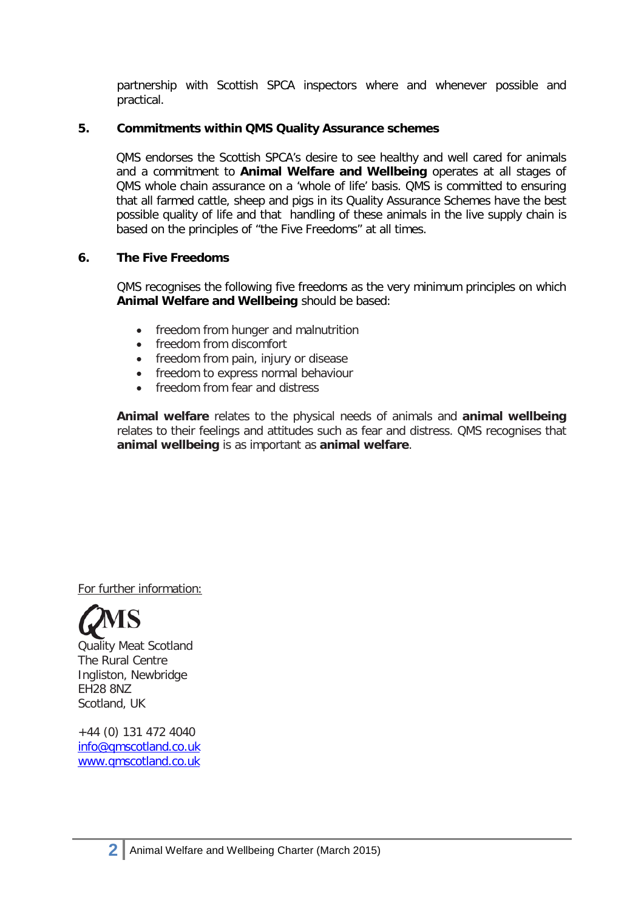partnership with Scottish SPCA inspectors where and whenever possible and practical.

## 5. Commitments within QMS Quality Assurance schemes

QMS endorses the Scottish SPCA's desire to see healthy and well cared for animals and a commitment to **Animal Welfare and Wellbeing** operates at all stages of QMS whole chain assurance on a 'whole of life' basis. QMS is committed to ensuring that all farmed cattle, sheep and pigs in its Quality Assurance Schemes have the best possible quality of life and that handling of these animals in the live supply chain is based on the principles of "the Five Freedoms" at all times.

## 6. The Five Freedoms

QMS recognises the following five freedoms as the very minimum principles on which **Animal Welfare and Wellbeing** should be based:

- freedom from hunger and malnutrition
- freedom from discomfort
- freedom from pain, injury or disease
- freedom to express normal behaviour
- freedom from fear and distress

**Animal welfare** relates to the physical needs of animals and **animal wellbeing** relates to their feelings and attitudes such as fear and distress. QMS recognises that **animal wellbeing** is as important as **animal welfare**.

For further information:

QMS

Quality Meat Scotland
The Rural Centre
Ingliston, Newbridge
EH28 8NZ
Scotland, UK

+44 (0) 131 472 4040
info@qmscotland.co.uk
www.qmscotland.co.uk